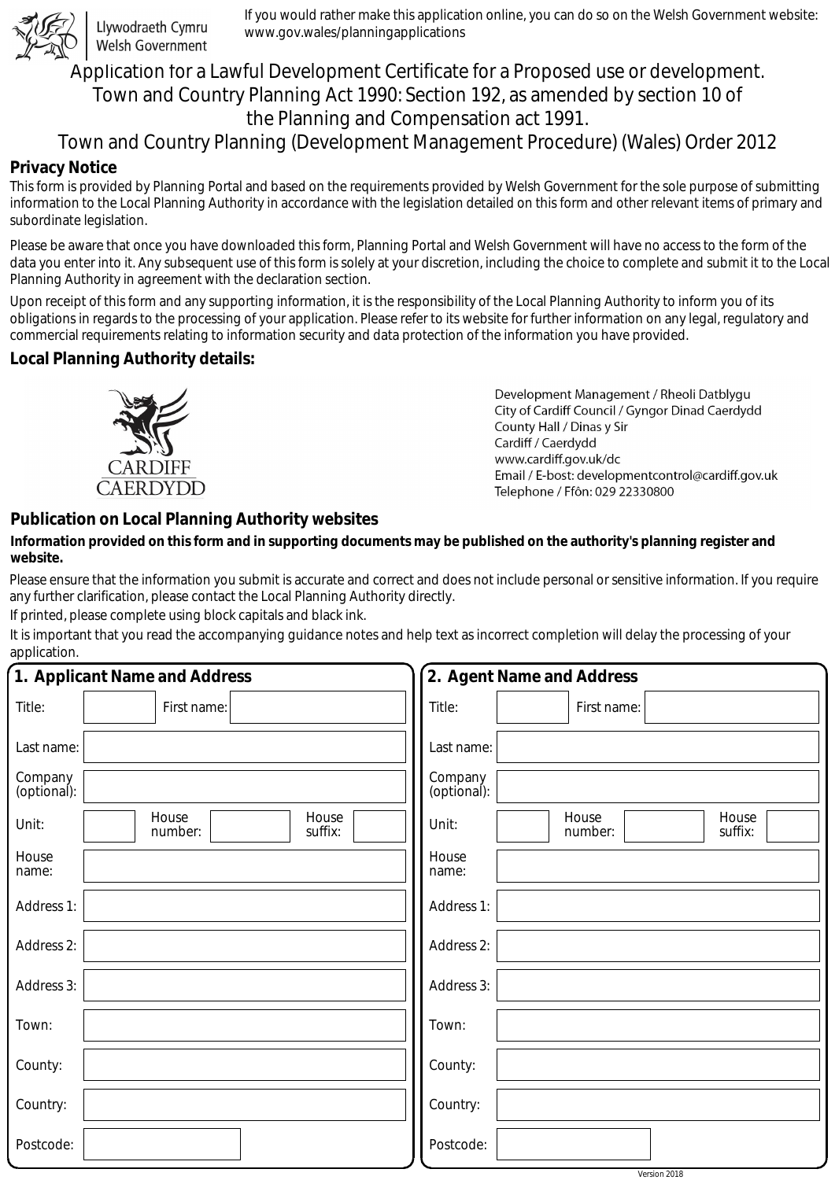Llywodraeth Cymru
Welsh Government

If you would rather make this application online, you can do so on the Welsh Government website: www.gov.wales/planningapplications

# Application for a Lawful Development Certificate for a Proposed use or development.
## Town and Country Planning Act 1990: Section 192, as amended by section 10 of the Planning and Compensation act 1991.
## Town and Country Planning (Development Management Procedure) (Wales) Order 2012

### Privacy Notice

This form is provided by Planning Portal and based on the requirements provided by Welsh Government for the sole purpose of submitting information to the Local Planning Authority in accordance with the legislation detailed on this form and other relevant items of primary and subordinate legislation.

Please be aware that once you have downloaded this form, Planning Portal and Welsh Government will have no access to the form of the data you enter into it. Any subsequent use of this form is solely at your discretion, including the choice to complete and submit it to the Local Planning Authority in agreement with the declaration section.

Upon receipt of this form and any supporting information, it is the responsibility of the Local Planning Authority to inform you of its obligations in regards to the processing of your application. Please refer to its website for further information on any legal, regulatory and commercial requirements relating to information security and data protection of the information you have provided.

### Local Planning Authority details:

CARDIFF
CAERDYDD

Development Management / Rheoli Datblygu
City of Cardiff Council / Gyngor Dinad Caerdydd
County Hall / Dinas y Sir
Cardiff / Caerdydd
www.cardiff.gov.uk/dc
Email / E-bost: developmentcontrol@cardiff.gov.uk
Telephone / Ffôn: 029 22330800

### Publication on Local Planning Authority websites

**Information provided on this form and in supporting documents may be published on the authority's planning register and website.**

Please ensure that the information you submit is accurate and correct and does not include personal or sensitive information. If you require any further clarification, please contact the Local Planning Authority directly.

If printed, please complete using block capitals and black ink.

It is important that you read the accompanying guidance notes and help text as incorrect completion will delay the processing of your application.

### 1. Applicant Name and Address

| | |
|---|---|
| Title: | First name: |
| Last name: | |
| Company (optional): | |
| Unit: | House number: House suffix: |
| House name: | |
| Address 1: | |
| Address 2: | |
| Address 3: | |
| Town: | |
| County: | |
| Country: | |
| Postcode: | |

### 2. Agent Name and Address

| | |
|---|---|
| Title: | First name: |
| Last name: | |
| Company (optional): | |
| Unit: | House number: House suffix: |
| House name: | |
| Address 1: | |
| Address 2: | |
| Address 3: | |
| Town: | |
| County: | |
| Country: | |
| Postcode: | |

Version 2018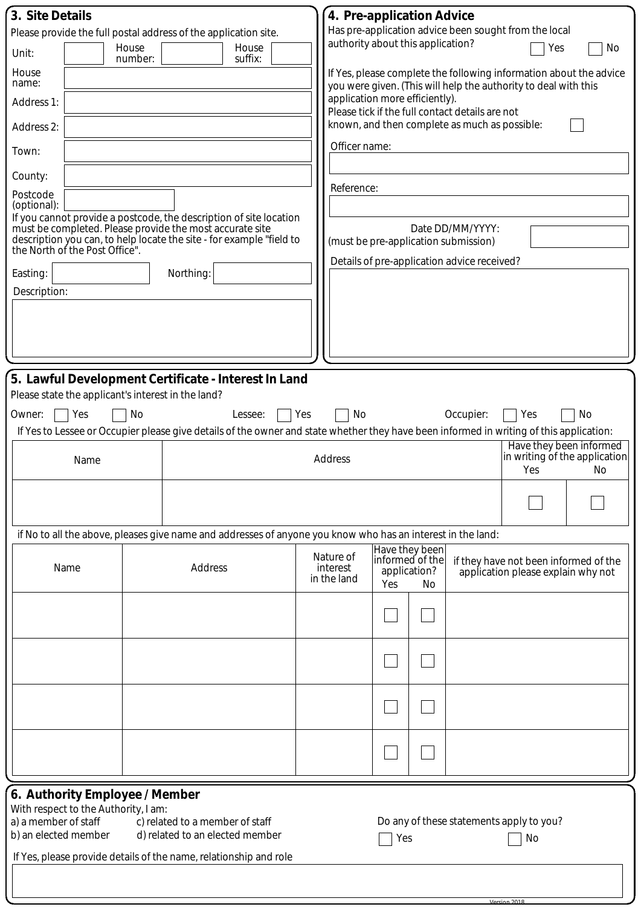## 3. Site Details

Please provide the full postal address of the application site.

Unit: &nbsp;&nbsp; House number: &nbsp;&nbsp; House suffix:

House name:

Address 1:

Address 2:

Town:

County:

Postcode (optional):

If you cannot provide a postcode, the description of site location must be completed. Please provide the most accurate site description you can, to help locate the site - for example "field to the North of the Post Office".

Easting: &nbsp;&nbsp; Northing:

Description:

## 4. Pre-application Advice

Has pre-application advice been sought from the local authority about this application? ☐ Yes ☐ No

If Yes, please complete the following information about the advice you were given. (This will help the authority to deal with this application more efficiently).

Please tick if the full contact details are not known, and then complete as much as possible: ☐

Officer name:

Reference:

Date DD/MM/YYYY: (must be pre-application submission)

Details of pre-application advice received?

## 5. Lawful Development Certificate - Interest In Land

Please state the applicant's interest in the land?

Owner: ☐ Yes ☐ No &nbsp;&nbsp; Lessee: ☐ Yes ☐ No &nbsp;&nbsp; Occupier: ☐ Yes ☐ No

If Yes to Lessee or Occupier please give details of the owner and state whether they have been informed in writing of this application:

| Name | Address | Have they been informed in writing of the application | |
|---|---|---|---|
| | | Yes | No |
| | | ☐ | ☐ |

if No to all the above, pleases give name and addresses of anyone you know who has an interest in the land:

| Name | Address | Nature of interest in the land | Have they been informed of the application? | | if they have not been informed of the application please explain why not |
|---|---|---|---|---|---|
| | | | Yes | No | |
| | | | ☐ | ☐ | |
| | | | ☐ | ☐ | |
| | | | ☐ | ☐ | |
| | | | ☐ | ☐ | |

## 6. Authority Employee / Member

With respect to the Authority, I am:

a) a member of staff
b) an elected member
c) related to a member of staff
d) related to an elected member

Do any of these statements apply to you? ☐ Yes ☐ No

If Yes, please provide details of the name, relationship and role

Version 2018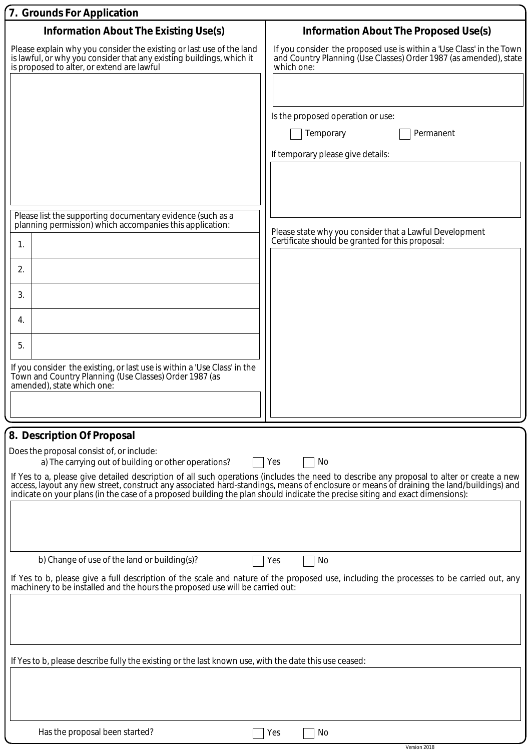## 7. Grounds For Application

### Information About The Existing Use(s)

Please explain why you consider the existing or last use of the land is lawful, or why you consider that any existing buildings, which it is proposed to alter, or extend are lawful

Please list the supporting documentary evidence (such as a planning permission) which accompanies this application:

| | |
|---|---|
| 1. | |
| 2. | |
| 3. | |
| 4. | |
| 5. | |

If you consider the existing, or last use is within a 'Use Class' in the Town and Country Planning (Use Classes) Order 1987 (as amended), state which one:

### Information About The Proposed Use(s)

If you consider the proposed use is within a 'Use Class' in the Town and Country Planning (Use Classes) Order 1987 (as amended), state which one:

Is the proposed operation or use:

☐ Temporary ☐ Permanent

If temporary please give details:

Please state why you consider that a Lawful Development Certificate should be granted for this proposal:

## 8. Description Of Proposal

Does the proposal consist of, or include:

a) The carrying out of building or other operations? ☐ Yes ☐ No

If Yes to a, please give detailed description of all such operations (includes the need to describe any proposal to alter or create a new access, layout any new street, construct any associated hard-standings, means of enclosure or means of draining the land/buildings) and indicate on your plans (in the case of a proposed building the plan should indicate the precise siting and exact dimensions):

b) Change of use of the land or building(s)? ☐ Yes ☐ No

If Yes to b, please give a full description of the scale and nature of the proposed use, including the processes to be carried out, any machinery to be installed and the hours the proposed use will be carried out:

If Yes to b, please describe fully the existing or the last known use, with the date this use ceased:

Has the proposal been started? ☐ Yes ☐ No

Version 2018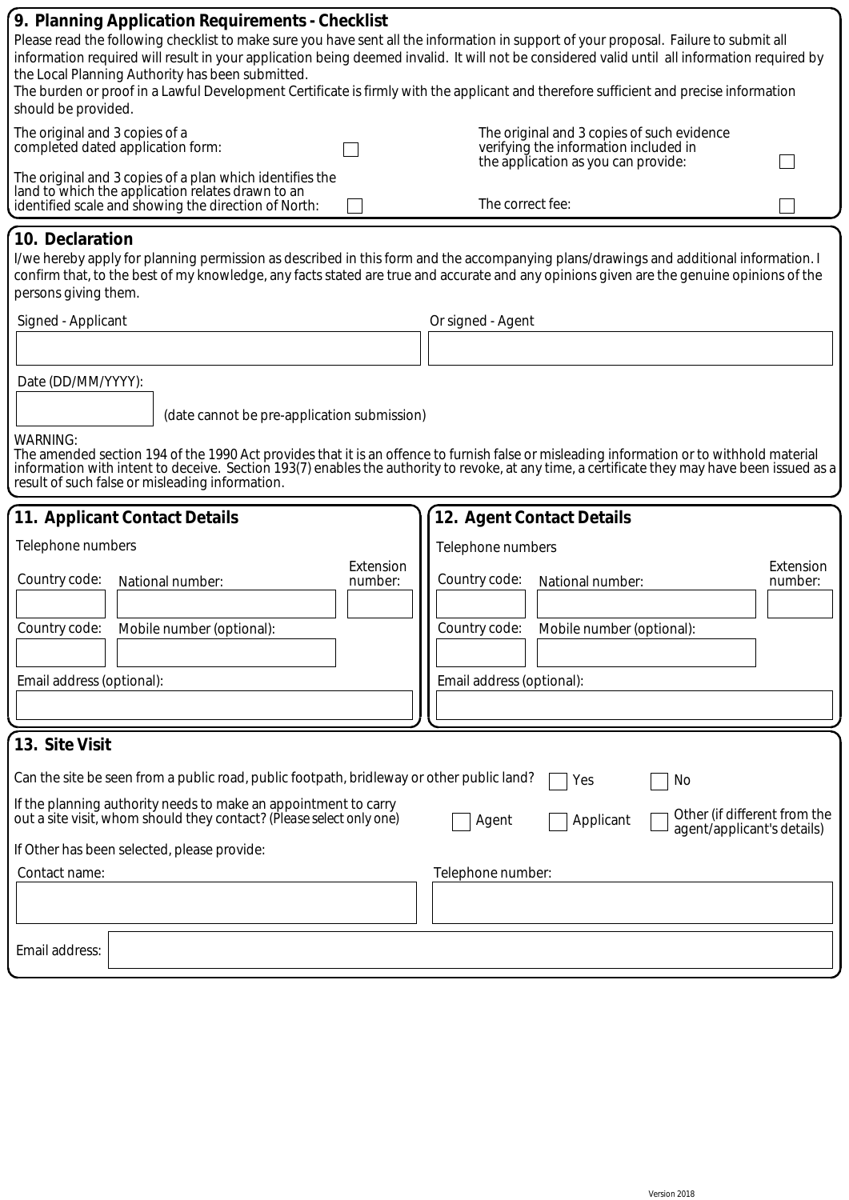## 9. Planning Application Requirements - Checklist

Please read the following checklist to make sure you have sent all the information in support of your proposal. Failure to submit all information required will result in your application being deemed invalid. It will not be considered valid until all information required by the Local Planning Authority has been submitted.

The burden or proof in a Lawful Development Certificate is firmly with the applicant and therefore sufficient and precise information should be provided.

| | | | |
|---|---|---|---|
| The original and 3 copies of a completed dated application form: | ☐ | The original and 3 copies of such evidence verifying the information included in the application as you can provide: | ☐ |
| The original and 3 copies of a plan which identifies the land to which the application relates drawn to an identified scale and showing the direction of North: | ☐ | The correct fee: | ☐ |

## 10. Declaration

I/we hereby apply for planning permission as described in this form and the accompanying plans/drawings and additional information. I confirm that, to the best of my knowledge, any facts stated are true and accurate and any opinions given are the genuine opinions of the persons giving them.

| Signed - Applicant | Or signed - Agent |
|---|---|
| | |

Date (DD/MM/YYYY): (date cannot be pre-application submission)

WARNING:
The amended section 194 of the 1990 Act provides that it is an offence to furnish false or misleading information or to withhold material information with intent to deceive. Section 193(7) enables the authority to revoke, at any time, a certificate they may have been issued as a result of such false or misleading information.

## 11. Applicant Contact Details

Telephone numbers

| Country code: | National number: | Extension number: |
|---|---|---|
| | | |

| Country code: | Mobile number (optional): |
|---|---|
| | |

Email address (optional):

## 12. Agent Contact Details

Telephone numbers

| Country code: | National number: | Extension number: |
|---|---|---|
| | | |

| Country code: | Mobile number (optional): |
|---|---|
| | |

Email address (optional):

## 13. Site Visit

Can the site be seen from a public road, public footpath, bridleway or other public land? ☐ Yes ☐ No

If the planning authority needs to make an appointment to carry out a site visit, whom should they contact? (Please select only one) ☐ Agent ☐ Applicant ☐ Other (if different from the agent/applicant's details)

If Other has been selected, please provide:

| Contact name: | Telephone number: |
|---|---|
| | |

Email address:

Version 2018